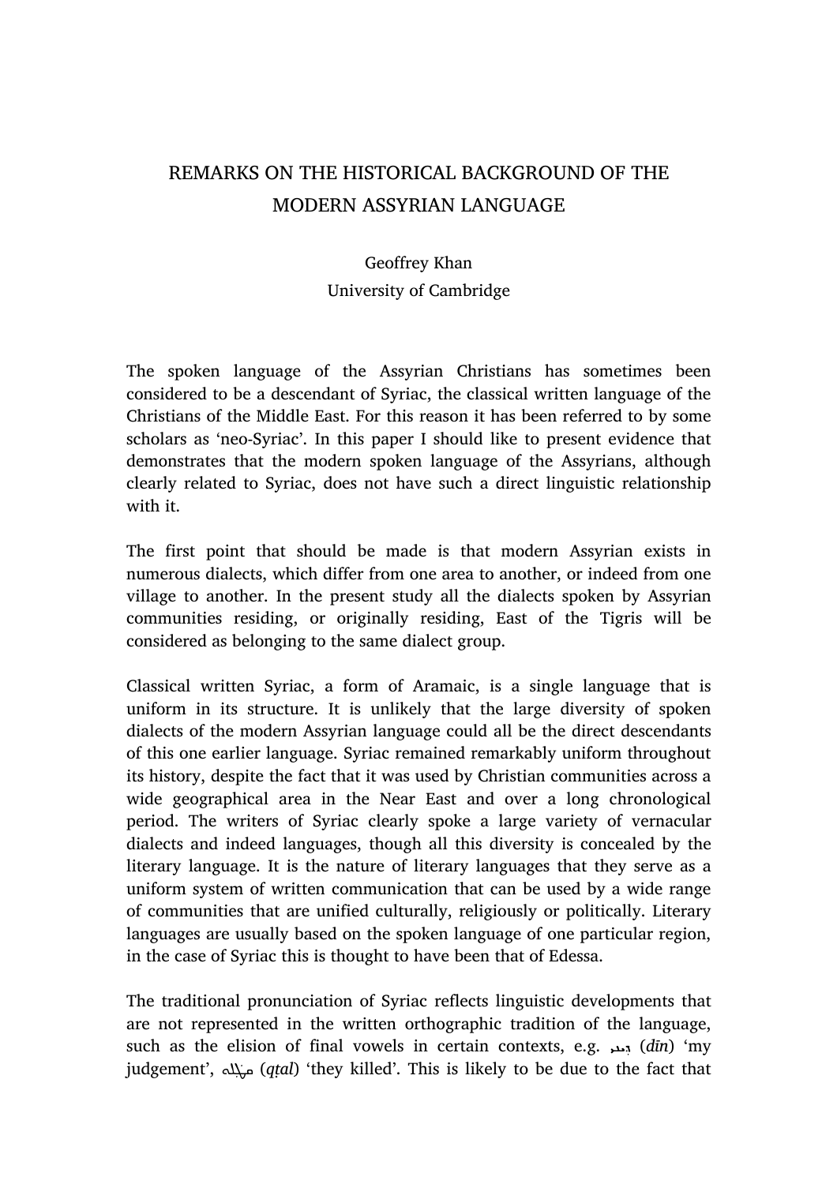# REMARKS ON THE HISTORICAL BACKGROUND OF THE MODERN ASSYRIAN LANGUAGE

Geoffrey Khan
University of Cambridge

The spoken language of the Assyrian Christians has sometimes been considered to be a descendant of Syriac, the classical written language of the Christians of the Middle East. For this reason it has been referred to by some scholars as 'neo-Syriac'. In this paper I should like to present evidence that demonstrates that the modern spoken language of the Assyrians, although clearly related to Syriac, does not have such a direct linguistic relationship with it.

The first point that should be made is that modern Assyrian exists in numerous dialects, which differ from one area to another, or indeed from one village to another. In the present study all the dialects spoken by Assyrian communities residing, or originally residing, East of the Tigris will be considered as belonging to the same dialect group.

Classical written Syriac, a form of Aramaic, is a single language that is uniform in its structure. It is unlikely that the large diversity of spoken dialects of the modern Assyrian language could all be the direct descendants of this one earlier language. Syriac remained remarkably uniform throughout its history, despite the fact that it was used by Christian communities across a wide geographical area in the Near East and over a long chronological period. The writers of Syriac clearly spoke a large variety of vernacular dialects and indeed languages, though all this diversity is concealed by the literary language. It is the nature of literary languages that they serve as a uniform system of written communication that can be used by a wide range of communities that are unified culturally, religiously or politically. Literary languages are usually based on the spoken language of one particular region, in the case of Syriac this is thought to have been that of Edessa.

The traditional pronunciation of Syriac reflects linguistic developments that are not represented in the written orthographic tradition of the language, such as the elision of final vowels in certain contexts, e.g. ܕܺܝܢܝ (*dīn*) 'my judgement', ܩܛܰܠܘ (*qṭal*) 'they killed'. This is likely to be due to the fact that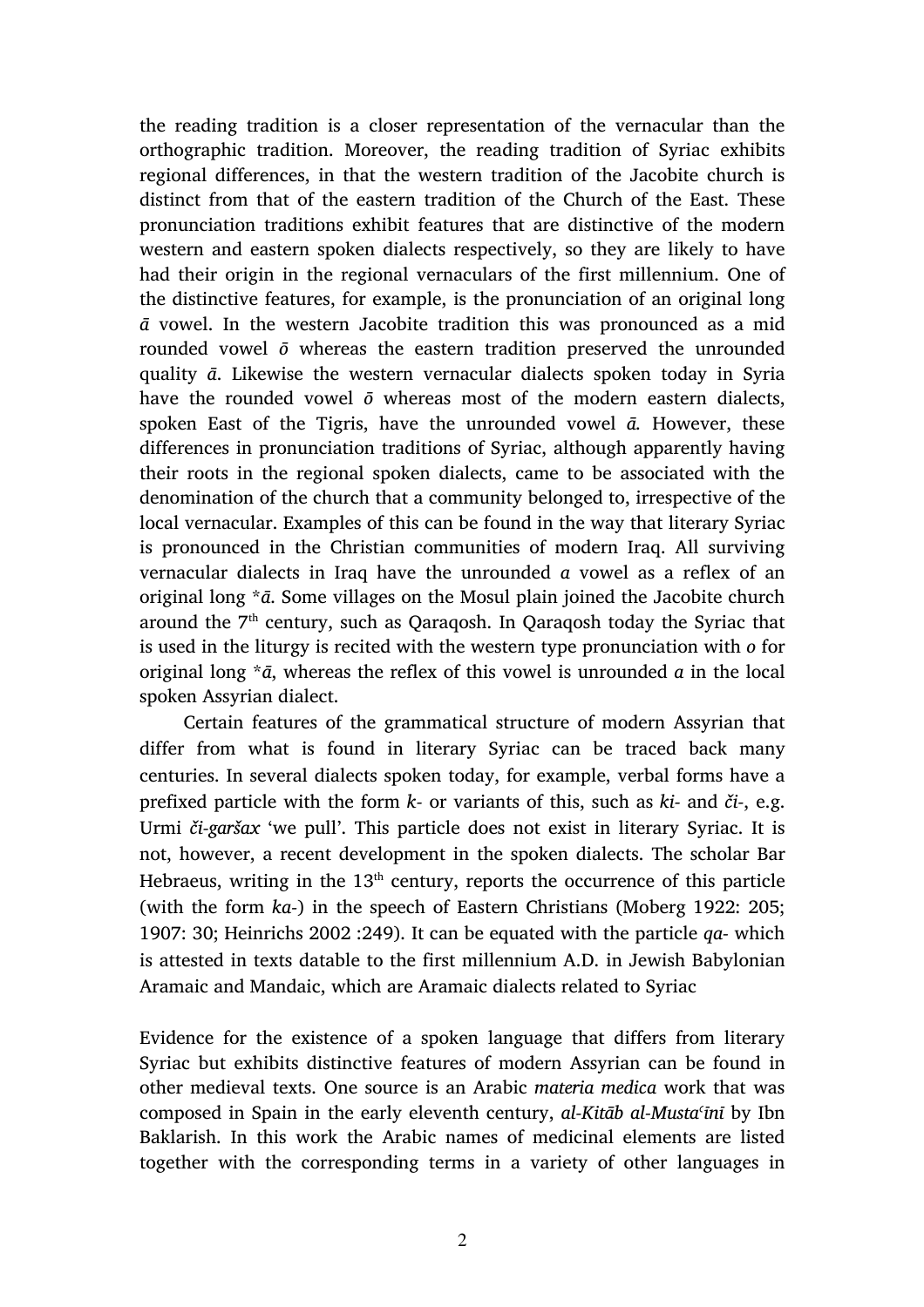the reading tradition is a closer representation of the vernacular than the orthographic tradition. Moreover, the reading tradition of Syriac exhibits regional differences, in that the western tradition of the Jacobite church is distinct from that of the eastern tradition of the Church of the East. These pronunciation traditions exhibit features that are distinctive of the modern western and eastern spoken dialects respectively, so they are likely to have had their origin in the regional vernaculars of the first millennium. One of the distinctive features, for example, is the pronunciation of an original long *ā* vowel. In the western Jacobite tradition this was pronounced as a mid rounded vowel *ō* whereas the eastern tradition preserved the unrounded quality *ā*. Likewise the western vernacular dialects spoken today in Syria have the rounded vowel *ō* whereas most of the modern eastern dialects, spoken East of the Tigris, have the unrounded vowel *ā*. However, these differences in pronunciation traditions of Syriac, although apparently having their roots in the regional spoken dialects, came to be associated with the denomination of the church that a community belonged to, irrespective of the local vernacular. Examples of this can be found in the way that literary Syriac is pronounced in the Christian communities of modern Iraq. All surviving vernacular dialects in Iraq have the unrounded *a* vowel as a reflex of an original long *\*ā*. Some villages on the Mosul plain joined the Jacobite church around the 7th century, such as Qaraqosh. In Qaraqosh today the Syriac that is used in the liturgy is recited with the western type pronunciation with *o* for original long *\*ā*, whereas the reflex of this vowel is unrounded *a* in the local spoken Assyrian dialect.

Certain features of the grammatical structure of modern Assyrian that differ from what is found in literary Syriac can be traced back many centuries. In several dialects spoken today, for example, verbal forms have a prefixed particle with the form *k-* or variants of this, such as *ki-* and *či-*, e.g. Urmi ***či-garšax*** 'we pull'. This particle does not exist in literary Syriac. It is not, however, a recent development in the spoken dialects. The scholar Bar Hebraeus, writing in the 13th century, reports the occurrence of this particle (with the form *ka-*) in the speech of Eastern Christians (Moberg 1922: 205; 1907: 30; Heinrichs 2002 :249). It can be equated with the particle *qa-* which is attested in texts datable to the first millennium A.D. in Jewish Babylonian Aramaic and Mandaic, which are Aramaic dialects related to Syriac

Evidence for the existence of a spoken language that differs from literary Syriac but exhibits distinctive features of modern Assyrian can be found in other medieval texts. One source is an Arabic *materia medica* work that was composed in Spain in the early eleventh century, ***al-Kitāb al-Mustaʿīnī*** by Ibn Baklarish. In this work the Arabic names of medicinal elements are listed together with the corresponding terms in a variety of other languages in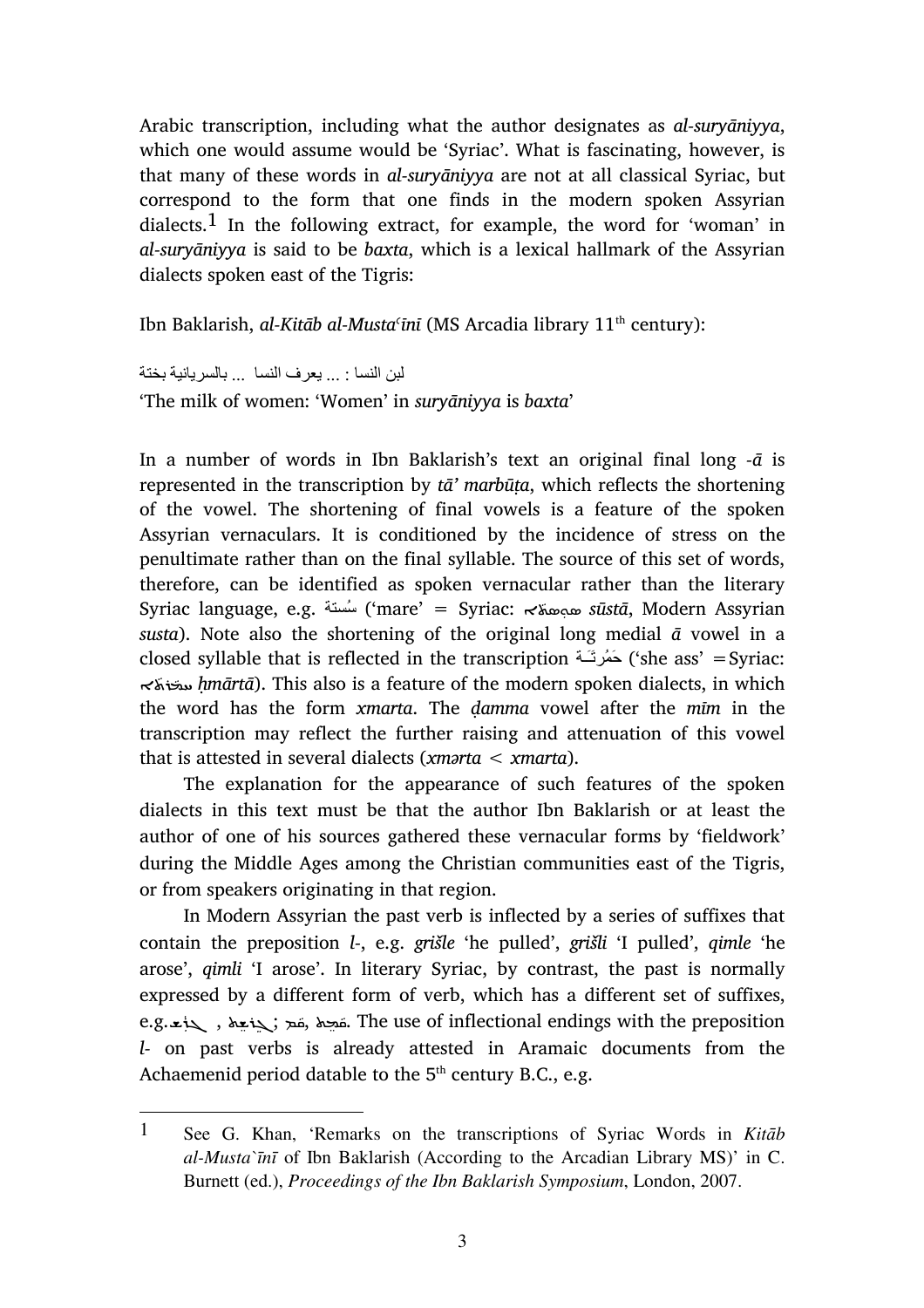Arabic transcription, including what the author designates as *al-suryāniyya*, which one would assume would be 'Syriac'. What is fascinating, however, is that many of these words in *al-suryāniyya* are not at all classical Syriac, but correspond to the form that one finds in the modern spoken Assyrian dialects.[1] In the following extract, for example, the word for 'woman' in *al-suryāniyya* is said to be *baxta*, which is a lexical hallmark of the Assyrian dialects spoken east of the Tigris:

Ibn Baklarish, *al-Kitāb al-Mustaʿīnī* (MS Arcadia library 11th century):

لبن النسا : ... يعرف النسا ... بالسريانية بختة

'The milk of women: 'Women' in *suryāniyya* is *baxta*'

In a number of words in Ibn Baklarish's text an original final long *-ā* is represented in the transcription by *tā' marbūṭa*, which reflects the shortening of the vowel. The shortening of final vowels is a feature of the spoken Assyrian vernaculars. It is conditioned by the incidence of stress on the penultimate rather than on the final syllable. The source of this set of words, therefore, can be identified as spoken vernacular rather than the literary Syriac language, e.g. سُستة ('mare' = Syriac: ܣܘܣܬܐ *sūstā*, Modern Assyrian *susta*). Note also the shortening of the original long medial *ā* vowel in a closed syllable that is reflected in the transcription حَمُرتَـة ('she ass' = Syriac: ܚܡܳܪܬܐ *ḥmārtā*). This also is a feature of the modern spoken dialects, in which the word has the form *xmarta*. The *ḍamma* vowel after the *mīm* in the transcription may reflect the further raising and attenuation of this vowel that is attested in several dialects (*xmərta* < *xmarta*).

The explanation for the appearance of such features of the spoken dialects in this text must be that the author Ibn Baklarish or at least the author of one of his sources gathered these vernacular forms by 'fieldwork' during the Middle Ages among the Christian communities east of the Tigris, or from speakers originating in that region.

In Modern Assyrian the past verb is inflected by a series of suffixes that contain the preposition *l-*, e.g. *grišle* 'he pulled', *grišli* 'I pulled', *qimle* 'he arose', *qimli* 'I arose'. In literary Syriac, by contrast, the past is normally expressed by a different form of verb, which has a different set of suffixes, e.g. ܓܪܰܫ , ܓܪܶܫܬ ; ܩܳܡ, ܩܳܡܶܬ. The use of inflectional endings with the preposition *l-* on past verbs is already attested in Aramaic documents from the Achaemenid period datable to the 5th century B.C., e.g.

[1] See G. Khan, 'Remarks on the transcriptions of Syriac Words in *Kitāb al-Musta`īnī* of Ibn Baklarish (According to the Arcadian Library MS)' in C. Burnett (ed.), *Proceedings of the Ibn Baklarish Symposium*, London, 2007.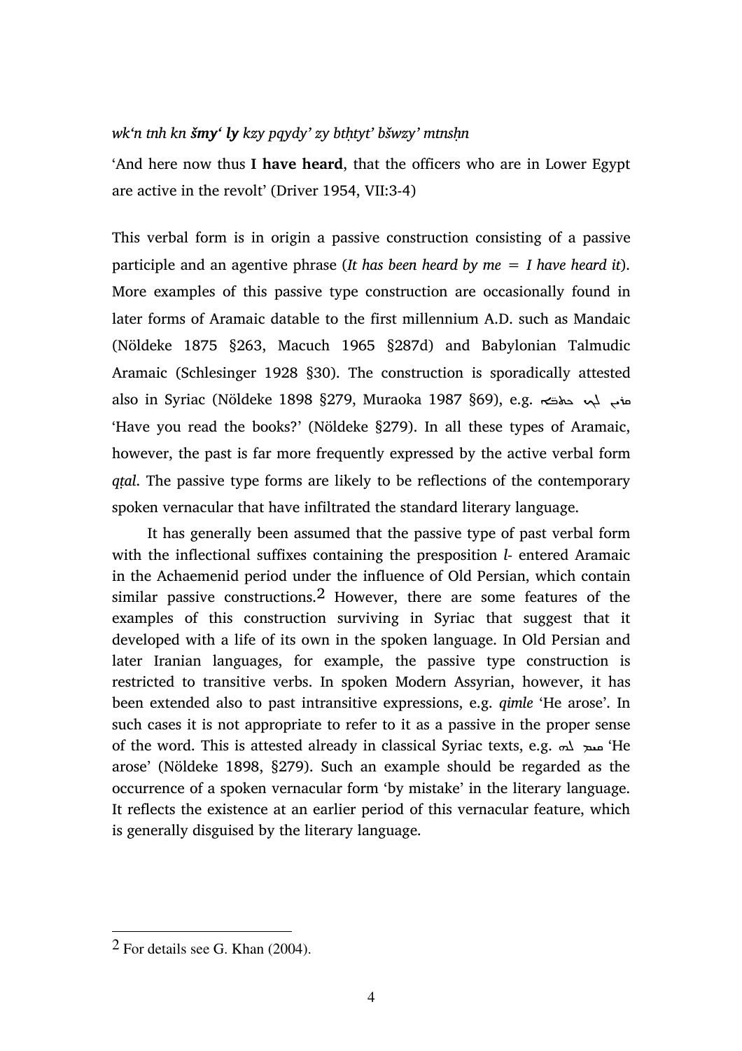*wk'n tnh kn* ***šmy' ly*** *kzy pqydy' zy bthtyt' bšwzy' mtnsḥn*

'And here now thus **I have heard**, that the officers who are in Lower Egypt are active in the revolt' (Driver 1954, VII:3-4)

This verbal form is in origin a passive construction consisting of a passive participle and an agentive phrase (*It has been heard by me = I have heard it*). More examples of this passive type construction are occasionally found in later forms of Aramaic datable to the first millennium A.D. such as Mandaic (Nöldeke 1875 §263, Macuch 1965 §287d) and Babylonian Talmudic Aramaic (Schlesinger 1928 §30). The construction is sporadically attested also in Syriac (Nöldeke 1898 §279, Muraoka 1987 §69), e.g. ܩܪܐ ܠܟ ܟܬܒܐ 'Have you read the books?' (Nöldeke §279). In all these types of Aramaic, however, the past is far more frequently expressed by the active verbal form *qṭal*. The passive type forms are likely to be reflections of the contemporary spoken vernacular that have infiltrated the standard literary language.

It has generally been assumed that the passive type of past verbal form with the inflectional suffixes containing the presposition *l-* entered Aramaic in the Achaemenid period under the influence of Old Persian, which contain similar passive constructions.[2] However, there are some features of the examples of this construction surviving in Syriac that suggest that it developed with a life of its own in the spoken language. In Old Persian and later Iranian languages, for example, the passive type construction is restricted to transitive verbs. In spoken Modern Assyrian, however, it has been extended also to past intransitive expressions, e.g. *qimle* 'He arose'. In such cases it is not appropriate to refer to it as a passive in the proper sense of the word. This is attested already in classical Syriac texts, e.g. ܩܝܡ ܠܗ 'He arose' (Nöldeke 1898, §279). Such an example should be regarded as the occurrence of a spoken vernacular form 'by mistake' in the literary language. It reflects the existence at an earlier period of this vernacular feature, which is generally disguised by the literary language.

---

[2] For details see G. Khan (2004).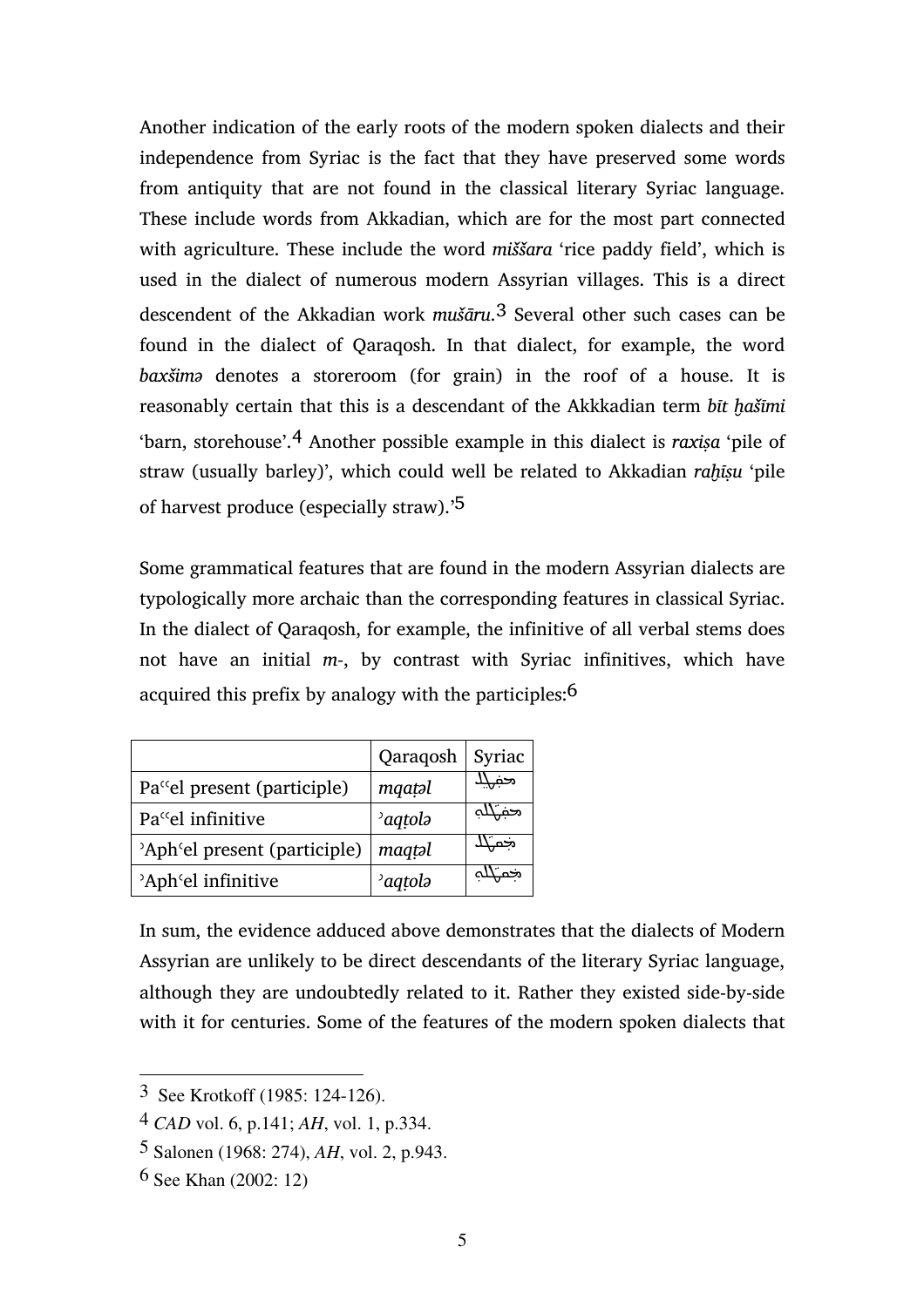Another indication of the early roots of the modern spoken dialects and their independence from Syriac is the fact that they have preserved some words from antiquity that are not found in the classical literary Syriac language. These include words from Akkadian, which are for the most part connected with agriculture. These include the word *miššara* 'rice paddy field', which is used in the dialect of numerous modern Assyrian villages. This is a direct descendent of the Akkadian work *mušāru*.[3] Several other such cases can be found in the dialect of Qaraqosh. In that dialect, for example, the word *baxšimə* denotes a storeroom (for grain) in the roof of a house. It is reasonably certain that this is a descendant of the Akkkadian term *bīt ḫašīmi* 'barn, storehouse'.[4] Another possible example in this dialect is *raxiṣa* 'pile of straw (usually barley)', which could well be related to Akkadian *raḫīṣu* 'pile of harvest produce (especially straw).'[5]

Some grammatical features that are found in the modern Assyrian dialects are typologically more archaic than the corresponding features in classical Syriac. In the dialect of Qaraqosh, for example, the infinitive of all verbal stems does not have an initial *m*-, by contrast with Syriac infinitives, which have acquired this prefix by analogy with the participles:[6]

| | Qaraqosh | Syriac |
|---|---|---|
| Paˁˁel present (participle) | *mqaṭəl* | ܡܩܛܠ |
| Paˁˁel infinitive | *ˀaqṭolə* | ܡܩܛܠܘ |
| ˀAphˁel present (participle) | *maqṭəl* | ܡܩܛܠ |
| ˀAphˁel infinitive | *ˀaqṭolə* | ܡܩܛܠܘ |

In sum, the evidence adduced above demonstrates that the dialects of Modern Assyrian are unlikely to be direct descendants of the literary Syriac language, although they are undoubtedly related to it. Rather they existed side-by-side with it for centuries. Some of the features of the modern spoken dialects that

---

[3] See Krotkoff (1985: 124-126).

[4] *CAD* vol. 6, p.141; *AH*, vol. 1, p.334.

[5] Salonen (1968: 274), *AH*, vol. 2, p.943.

[6] See Khan (2002: 12)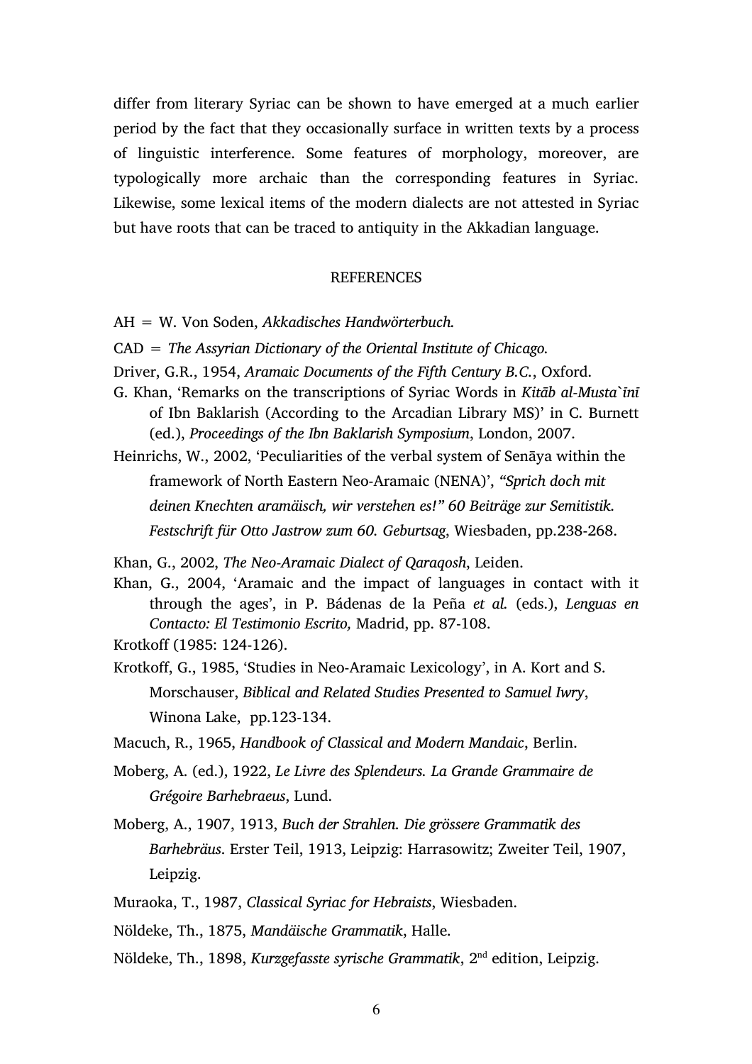differ from literary Syriac can be shown to have emerged at a much earlier period by the fact that they occasionally surface in written texts by a process of linguistic interference. Some features of morphology, moreover, are typologically more archaic than the corresponding features in Syriac. Likewise, some lexical items of the modern dialects are not attested in Syriac but have roots that can be traced to antiquity in the Akkadian language.

## REFERENCES

AH = W. Von Soden, *Akkadisches Handwörterbuch.*

CAD = *The Assyrian Dictionary of the Oriental Institute of Chicago.*

Driver, G.R., 1954, *Aramaic Documents of the Fifth Century B.C.*, Oxford.

G. Khan, 'Remarks on the transcriptions of Syriac Words in *Kitāb al-Musta`īnī* of Ibn Baklarish (According to the Arcadian Library MS)' in C. Burnett (ed.), *Proceedings of the Ibn Baklarish Symposium*, London, 2007.

Heinrichs, W., 2002, 'Peculiarities of the verbal system of Senāya within the framework of North Eastern Neo-Aramaic (NENA)', *"Sprich doch mit deinen Knechten aramäisch, wir verstehen es!" 60 Beiträge zur Semitistik. Festschrift für Otto Jastrow zum 60. Geburtsag*, Wiesbaden, pp.238-268.

Khan, G., 2002, *The Neo-Aramaic Dialect of Qaraqosh*, Leiden.

Khan, G., 2004, 'Aramaic and the impact of languages in contact with it through the ages', in P. Bádenas de la Peña *et al.* (eds.), *Lenguas en Contacto: El Testimonio Escrito,* Madrid, pp. 87-108.

Krotkoff (1985: 124-126).

Krotkoff, G., 1985, 'Studies in Neo-Aramaic Lexicology', in A. Kort and S. Morschauser, *Biblical and Related Studies Presented to Samuel Iwry*, Winona Lake, pp.123-134.

Macuch, R., 1965, *Handbook of Classical and Modern Mandaic*, Berlin.

Moberg, A. (ed.), 1922, *Le Livre des Splendeurs. La Grande Grammaire de Grégoire Barhebraeus*, Lund.

Moberg, A., 1907, 1913, *Buch der Strahlen. Die grössere Grammatik des Barhebräus*. Erster Teil, 1913, Leipzig: Harrasowitz; Zweiter Teil, 1907, Leipzig.

Muraoka, T., 1987, *Classical Syriac for Hebraists*, Wiesbaden.

Nöldeke, Th., 1875, *Mandäische Grammatik*, Halle.

Nöldeke, Th., 1898, *Kurzgefasste syrische Grammatik*, 2nd edition, Leipzig.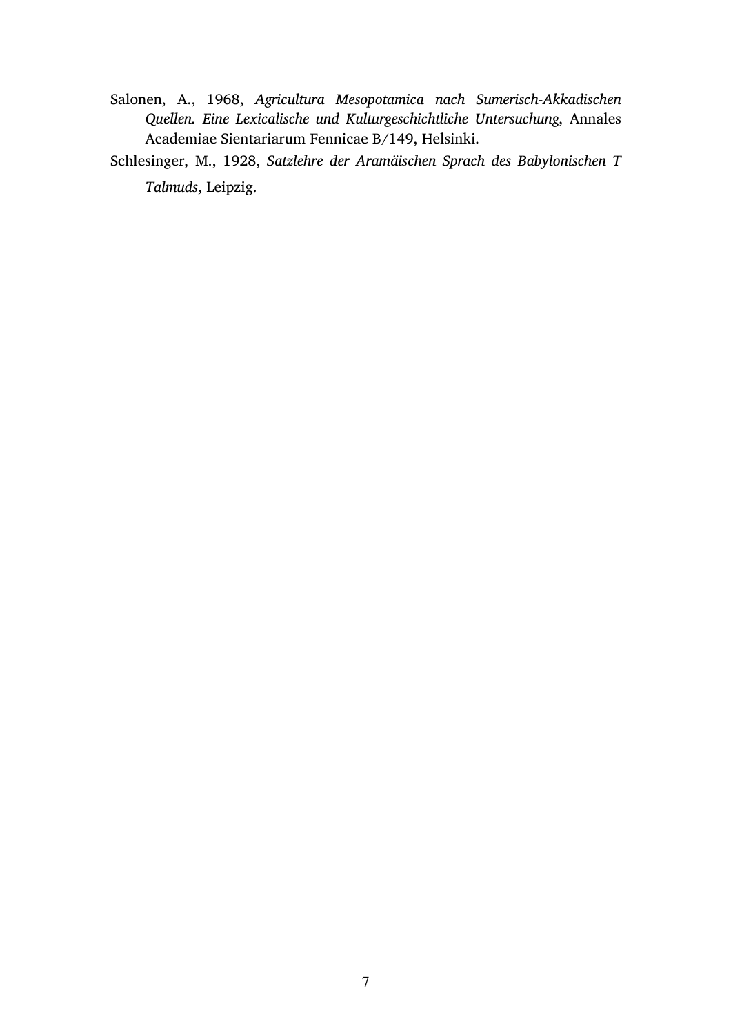Salonen, A., 1968, *Agricultura Mesopotamica nach Sumerisch-Akkadischen Quellen. Eine Lexicalische und Kulturgeschichtliche Untersuchung*, Annales Academiae Sientariarum Fennicae B/149, Helsinki.

Schlesinger, M., 1928, *Satzlehre der Aramäischen Sprach des Babylonischen T Talmuds*, Leipzig.